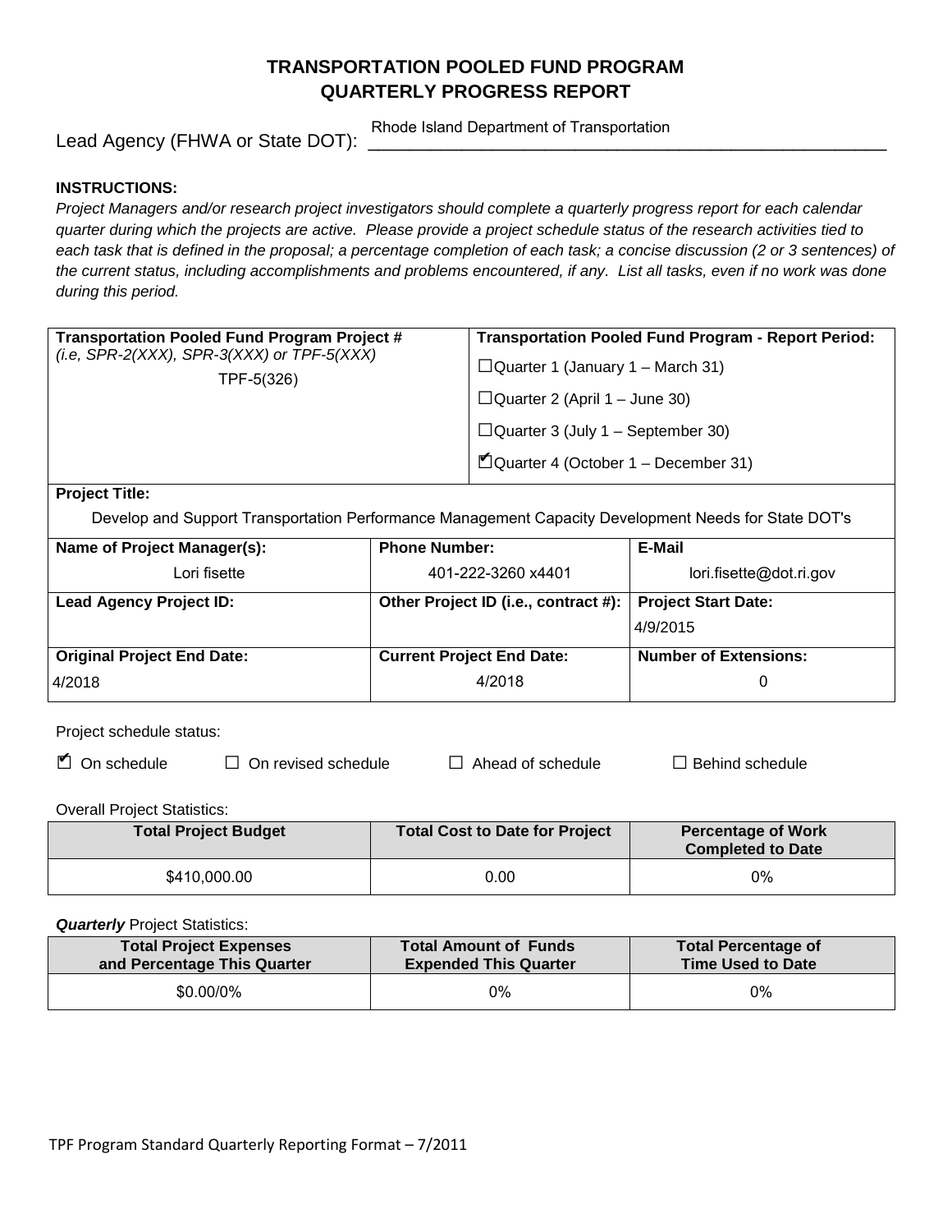# TRANSPORTATION POOLED FUND PROGRAM
# QUARTERLY PROGRESS REPORT

Lead Agency (FHWA or State DOT): Rhode Island Department of Transportation

**INSTRUCTIONS:**

*Project Managers and/or research project investigators should complete a quarterly progress report for each calendar quarter during which the projects are active. Please provide a project schedule status of the research activities tied to each task that is defined in the proposal; a percentage completion of each task; a concise discussion (2 or 3 sentences) of the current status, including accomplishments and problems encountered, if any. List all tasks, even if no work was done during this period.*

| **Transportation Pooled Fund Program Project #** *(i.e, SPR-2(XXX), SPR-3(XXX) or TPF-5(XXX)* | **Transportation Pooled Fund Program - Report Period:** |
|---|---|
| TPF-5(326) | ☐Quarter 1 (January 1 – March 31)<br>☐Quarter 2 (April 1 – June 30)<br>☐Quarter 3 (July 1 – September 30)<br>☑Quarter 4 (October 1 – December 31) |

**Project Title:**

Develop and Support Transportation Performance Management Capacity Development Needs for State DOT's

| **Name of Project Manager(s):** | **Phone Number:** | **E-Mail** |
|---|---|---|
| Lori fisette | 401-222-3260 x4401 | lori.fisette@dot.ri.gov |
| **Lead Agency Project ID:** | **Other Project ID (i.e., contract #):** | **Project Start Date:** |
| | | 4/9/2015 |
| **Original Project End Date:** | **Current Project End Date:** | **Number of Extensions:** |
| 4/2018 | 4/2018 | 0 |

Project schedule status:

☑ On schedule ☐ On revised schedule ☐ Ahead of schedule ☐ Behind schedule

Overall Project Statistics:

| Total Project Budget | Total Cost to Date for Project | Percentage of Work Completed to Date |
|---|---|---|
| $410,000.00 | 0.00 | 0% |

***Quarterly*** Project Statistics:

| Total Project Expenses and Percentage This Quarter | Total Amount of Funds Expended This Quarter | Total Percentage of Time Used to Date |
|---|---|---|
| $0.00/0% | 0% | 0% |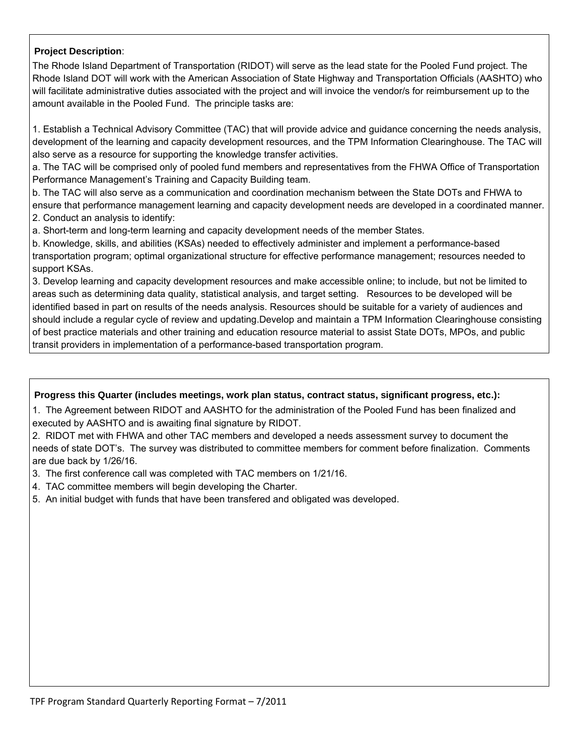**Project Description**:

The Rhode Island Department of Transportation (RIDOT) will serve as the lead state for the Pooled Fund project. The Rhode Island DOT will work with the American Association of State Highway and Transportation Officials (AASHTO) who will facilitate administrative duties associated with the project and will invoice the vendor/s for reimbursement up to the amount available in the Pooled Fund. The principle tasks are:

1. Establish a Technical Advisory Committee (TAC) that will provide advice and guidance concerning the needs analysis, development of the learning and capacity development resources, and the TPM Information Clearinghouse. The TAC will also serve as a resource for supporting the knowledge transfer activities.
a. The TAC will be comprised only of pooled fund members and representatives from the FHWA Office of Transportation Performance Management's Training and Capacity Building team.
b. The TAC will also serve as a communication and coordination mechanism between the State DOTs and FHWA to ensure that performance management learning and capacity development needs are developed in a coordinated manner.
2. Conduct an analysis to identify:
a. Short-term and long-term learning and capacity development needs of the member States.
b. Knowledge, skills, and abilities (KSAs) needed to effectively administer and implement a performance-based transportation program; optimal organizational structure for effective performance management; resources needed to support KSAs.
3. Develop learning and capacity development resources and make accessible online; to include, but not be limited to areas such as determining data quality, statistical analysis, and target setting. Resources to be developed will be identified based in part on results of the needs analysis. Resources should be suitable for a variety of audiences and should include a regular cycle of review and updating.Develop and maintain a TPM Information Clearinghouse consisting of best practice materials and other training and education resource material to assist State DOTs, MPOs, and public transit providers in implementation of a performance-based transportation program.

**Progress this Quarter (includes meetings, work plan status, contract status, significant progress, etc.):**

1. The Agreement between RIDOT and AASHTO for the administration of the Pooled Fund has been finalized and executed by AASHTO and is awaiting final signature by RIDOT.
2. RIDOT met with FHWA and other TAC members and developed a needs assessment survey to document the needs of state DOT's. The survey was distributed to committee members for comment before finalization. Comments are due back by 1/26/16.
3. The first conference call was completed with TAC members on 1/21/16.
4. TAC committee members will begin developing the Charter.
5. An initial budget with funds that have been transfered and obligated was developed.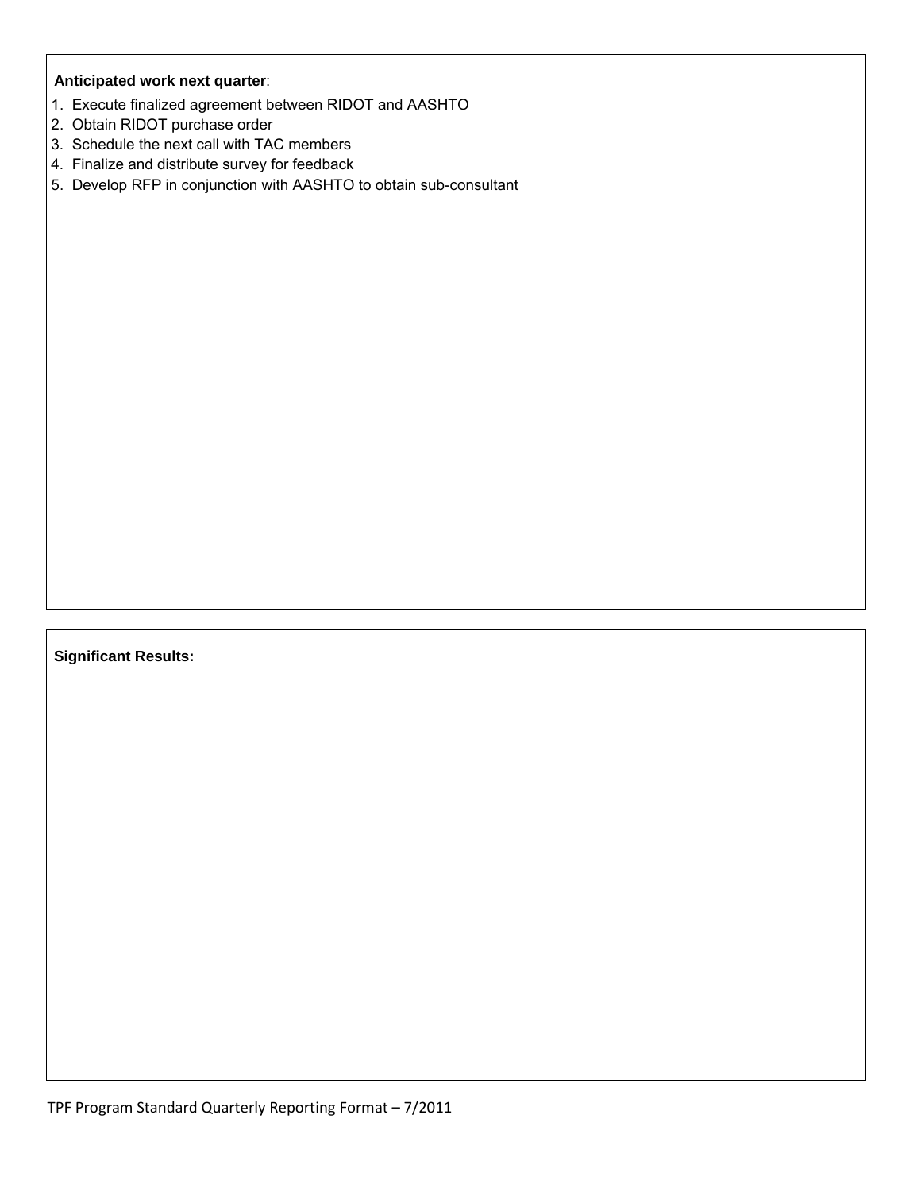**Anticipated work next quarter**:

1. Execute finalized agreement between RIDOT and AASHTO
2. Obtain RIDOT purchase order
3. Schedule the next call with TAC members
4. Finalize and distribute survey for feedback
5. Develop RFP in conjunction with AASHTO to obtain sub-consultant

**Significant Results:**

TPF Program Standard Quarterly Reporting Format – 7/2011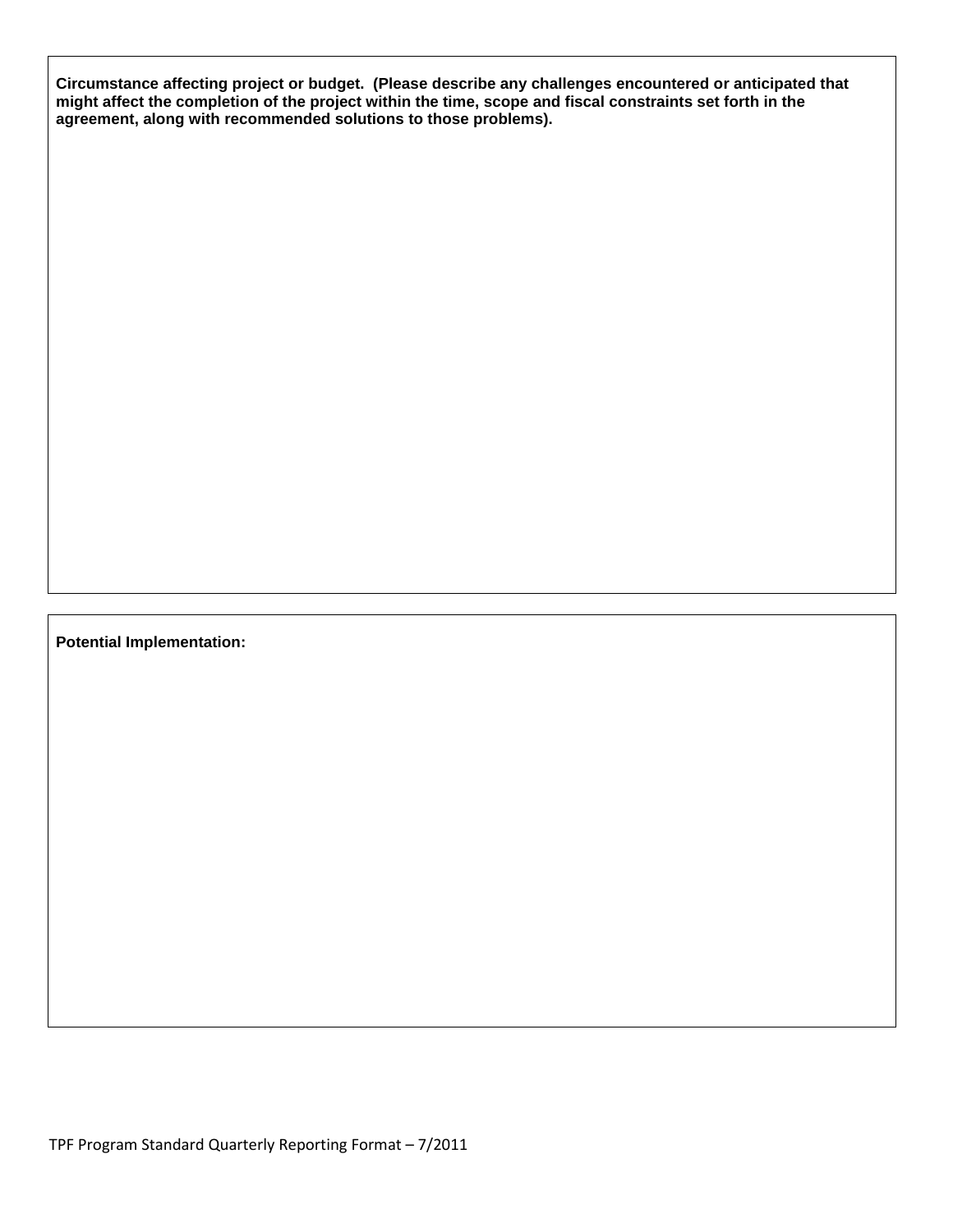**Circumstance affecting project or budget. (Please describe any challenges encountered or anticipated that might affect the completion of the project within the time, scope and fiscal constraints set forth in the agreement, along with recommended solutions to those problems).**

**Potential Implementation:**

TPF Program Standard Quarterly Reporting Format – 7/2011